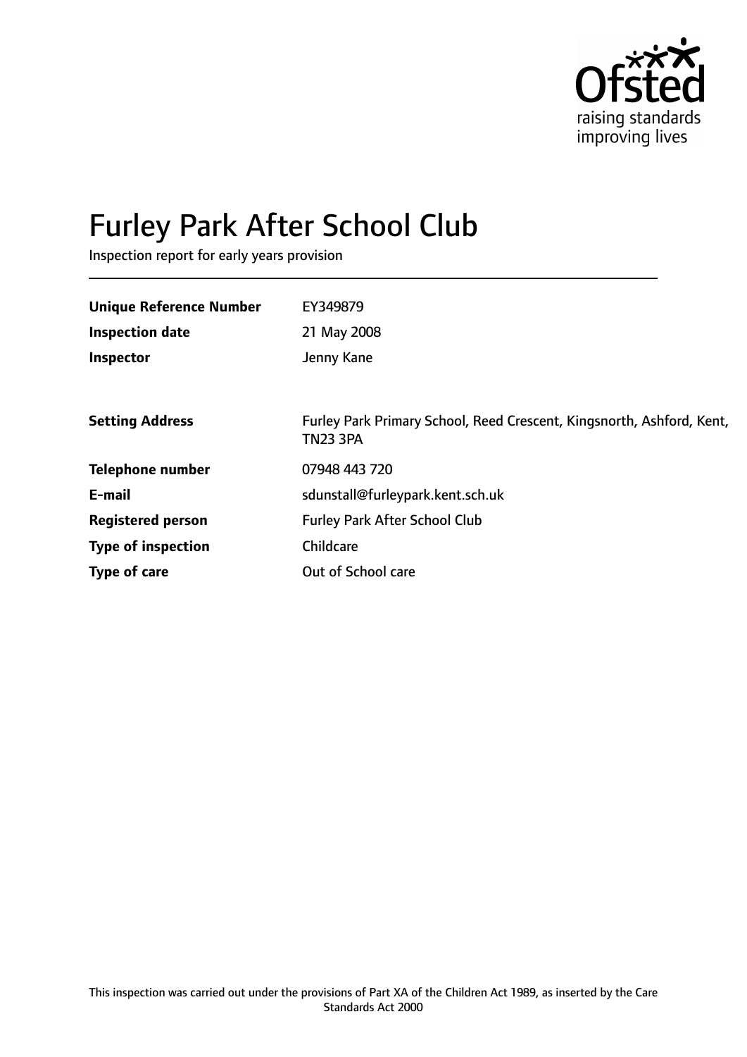# Furley Park After School Club

Inspection report for early years provision

| | |
|---|---|
| **Unique Reference Number** | EY349879 |
| **Inspection date** | 21 May 2008 |
| **Inspector** | Jenny Kane |

| | |
|---|---|
| **Setting Address** | Furley Park Primary School, Reed Crescent, Kingsnorth, Ashford, Kent, TN23 3PA |
| **Telephone number** | 07948 443 720 |
| **E-mail** | sdunstall@furleypark.kent.sch.uk |
| **Registered person** | Furley Park After School Club |
| **Type of inspection** | Childcare |
| **Type of care** | Out of School care |

This inspection was carried out under the provisions of Part XA of the Children Act 1989, as inserted by the Care Standards Act 2000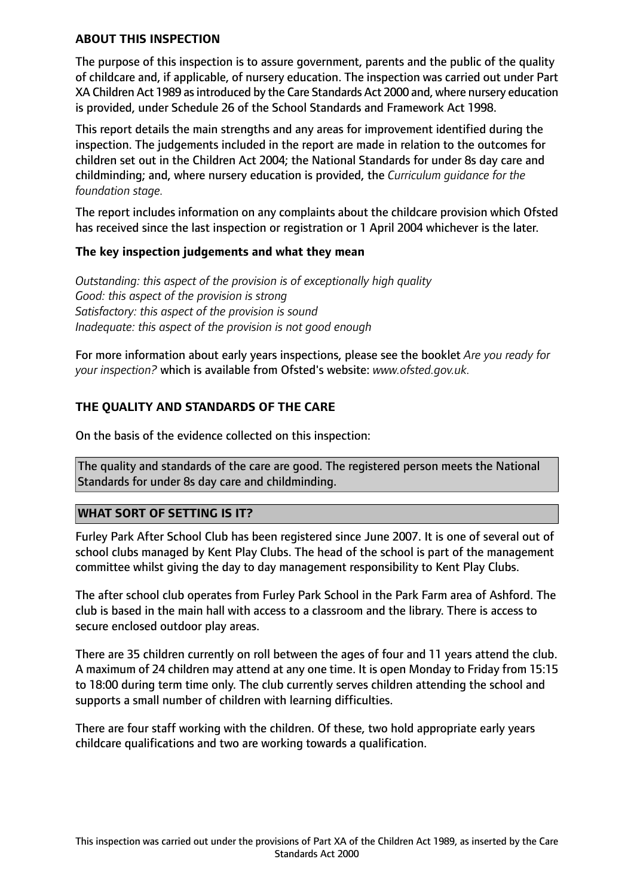## ABOUT THIS INSPECTION

The purpose of this inspection is to assure government, parents and the public of the quality of childcare and, if applicable, of nursery education. The inspection was carried out under Part XA Children Act 1989 as introduced by the Care Standards Act 2000 and, where nursery education is provided, under Schedule 26 of the School Standards and Framework Act 1998.

This report details the main strengths and any areas for improvement identified during the inspection. The judgements included in the report are made in relation to the outcomes for children set out in the Children Act 2004; the National Standards for under 8s day care and childminding; and, where nursery education is provided, the *Curriculum guidance for the foundation stage.*

The report includes information on any complaints about the childcare provision which Ofsted has received since the last inspection or registration or 1 April 2004 whichever is the later.

### The key inspection judgements and what they mean

*Outstanding: this aspect of the provision is of exceptionally high quality*
*Good: this aspect of the provision is strong*
*Satisfactory: this aspect of the provision is sound*
*Inadequate: this aspect of the provision is not good enough*

For more information about early years inspections, please see the booklet *Are you ready for your inspection?* which is available from Ofsted's website: *www.ofsted.gov.uk.*

## THE QUALITY AND STANDARDS OF THE CARE

On the basis of the evidence collected on this inspection:

The quality and standards of the care are good. The registered person meets the National Standards for under 8s day care and childminding.

## WHAT SORT OF SETTING IS IT?

Furley Park After School Club has been registered since June 2007. It is one of several out of school clubs managed by Kent Play Clubs. The head of the school is part of the management committee whilst giving the day to day management responsibility to Kent Play Clubs.

The after school club operates from Furley Park School in the Park Farm area of Ashford. The club is based in the main hall with access to a classroom and the library. There is access to secure enclosed outdoor play areas.

There are 35 children currently on roll between the ages of four and 11 years attend the club. A maximum of 24 children may attend at any one time. It is open Monday to Friday from 15:15 to 18:00 during term time only. The club currently serves children attending the school and supports a small number of children with learning difficulties.

There are four staff working with the children. Of these, two hold appropriate early years childcare qualifications and two are working towards a qualification.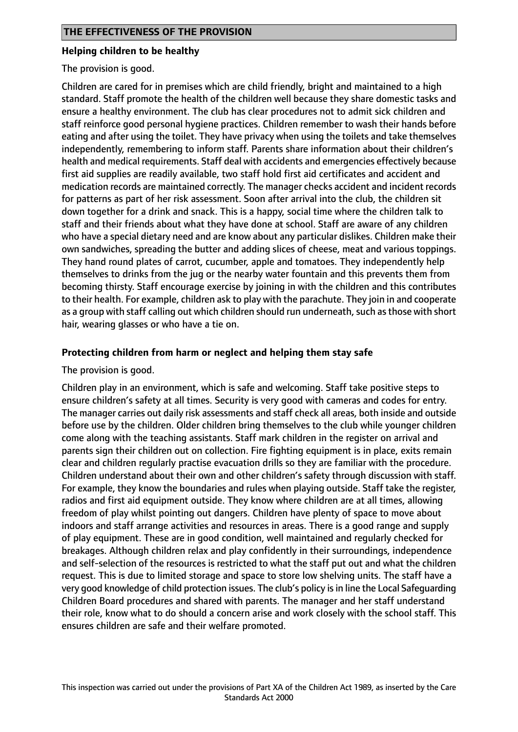## THE EFFECTIVENESS OF THE PROVISION

### Helping children to be healthy

The provision is good.

Children are cared for in premises which are child friendly, bright and maintained to a high standard. Staff promote the health of the children well because they share domestic tasks and ensure a healthy environment. The club has clear procedures not to admit sick children and staff reinforce good personal hygiene practices. Children remember to wash their hands before eating and after using the toilet. They have privacy when using the toilets and take themselves independently, remembering to inform staff. Parents share information about their children's health and medical requirements. Staff deal with accidents and emergencies effectively because first aid supplies are readily available, two staff hold first aid certificates and accident and medication records are maintained correctly. The manager checks accident and incident records for patterns as part of her risk assessment. Soon after arrival into the club, the children sit down together for a drink and snack. This is a happy, social time where the children talk to staff and their friends about what they have done at school. Staff are aware of any children who have a special dietary need and are know about any particular dislikes. Children make their own sandwiches, spreading the butter and adding slices of cheese, meat and various toppings. They hand round plates of carrot, cucumber, apple and tomatoes. They independently help themselves to drinks from the jug or the nearby water fountain and this prevents them from becoming thirsty. Staff encourage exercise by joining in with the children and this contributes to their health. For example, children ask to play with the parachute. They join in and cooperate as a group with staff calling out which children should run underneath, such as those with short hair, wearing glasses or who have a tie on.

### Protecting children from harm or neglect and helping them stay safe

The provision is good.

Children play in an environment, which is safe and welcoming. Staff take positive steps to ensure children's safety at all times. Security is very good with cameras and codes for entry. The manager carries out daily risk assessments and staff check all areas, both inside and outside before use by the children. Older children bring themselves to the club while younger children come along with the teaching assistants. Staff mark children in the register on arrival and parents sign their children out on collection. Fire fighting equipment is in place, exits remain clear and children regularly practise evacuation drills so they are familiar with the procedure. Children understand about their own and other children's safety through discussion with staff. For example, they know the boundaries and rules when playing outside. Staff take the register, radios and first aid equipment outside. They know where children are at all times, allowing freedom of play whilst pointing out dangers. Children have plenty of space to move about indoors and staff arrange activities and resources in areas. There is a good range and supply of play equipment. These are in good condition, well maintained and regularly checked for breakages. Although children relax and play confidently in their surroundings, independence and self-selection of the resources is restricted to what the staff put out and what the children request. This is due to limited storage and space to store low shelving units. The staff have a very good knowledge of child protection issues. The club's policy is in line the Local Safeguarding Children Board procedures and shared with parents. The manager and her staff understand their role, know what to do should a concern arise and work closely with the school staff. This ensures children are safe and their welfare promoted.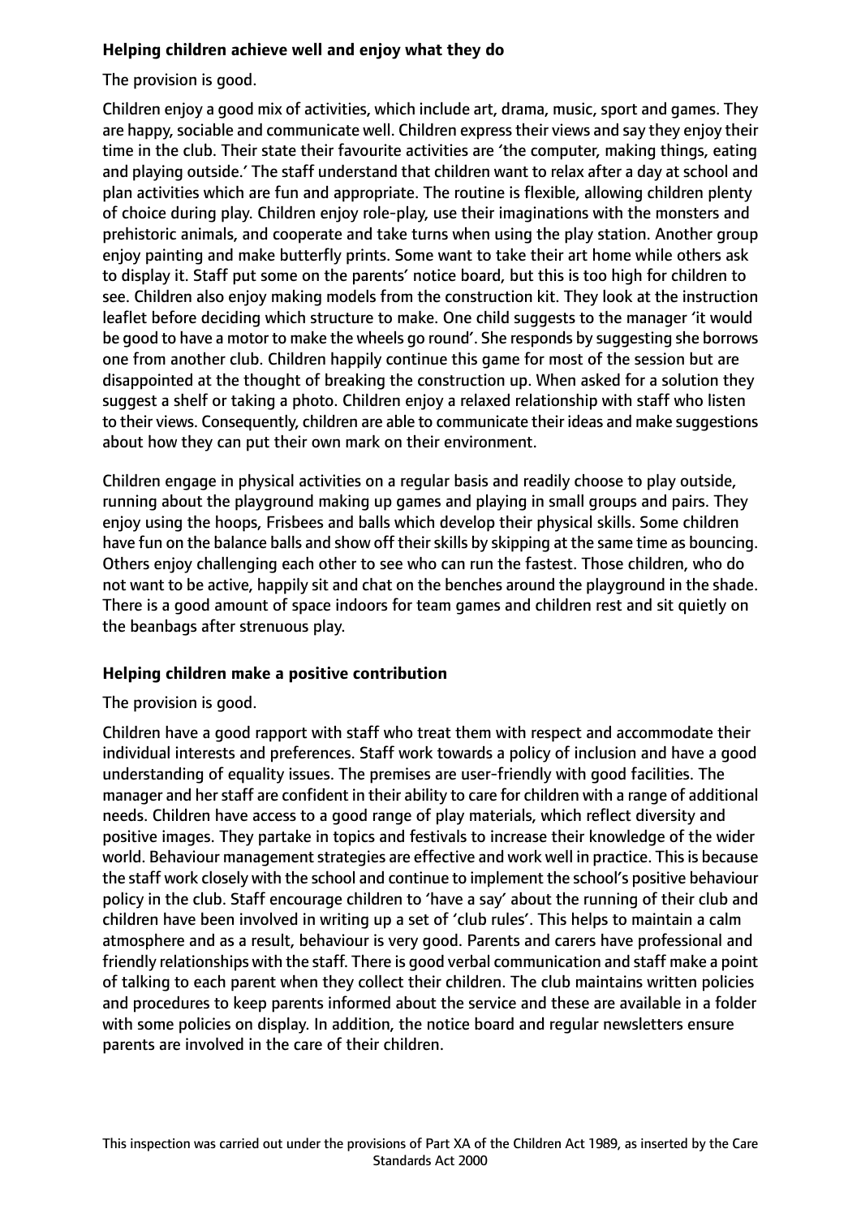**Helping children achieve well and enjoy what they do**

The provision is good.

Children enjoy a good mix of activities, which include art, drama, music, sport and games. They are happy, sociable and communicate well. Children express their views and say they enjoy their time in the club. Their state their favourite activities are 'the computer, making things, eating and playing outside.' The staff understand that children want to relax after a day at school and plan activities which are fun and appropriate. The routine is flexible, allowing children plenty of choice during play. Children enjoy role-play, use their imaginations with the monsters and prehistoric animals, and cooperate and take turns when using the play station. Another group enjoy painting and make butterfly prints. Some want to take their art home while others ask to display it. Staff put some on the parents' notice board, but this is too high for children to see. Children also enjoy making models from the construction kit. They look at the instruction leaflet before deciding which structure to make. One child suggests to the manager 'it would be good to have a motor to make the wheels go round'. She responds by suggesting she borrows one from another club. Children happily continue this game for most of the session but are disappointed at the thought of breaking the construction up. When asked for a solution they suggest a shelf or taking a photo. Children enjoy a relaxed relationship with staff who listen to their views. Consequently, children are able to communicate their ideas and make suggestions about how they can put their own mark on their environment.

Children engage in physical activities on a regular basis and readily choose to play outside, running about the playground making up games and playing in small groups and pairs. They enjoy using the hoops, Frisbees and balls which develop their physical skills. Some children have fun on the balance balls and show off their skills by skipping at the same time as bouncing. Others enjoy challenging each other to see who can run the fastest. Those children, who do not want to be active, happily sit and chat on the benches around the playground in the shade. There is a good amount of space indoors for team games and children rest and sit quietly on the beanbags after strenuous play.

**Helping children make a positive contribution**

The provision is good.

Children have a good rapport with staff who treat them with respect and accommodate their individual interests and preferences. Staff work towards a policy of inclusion and have a good understanding of equality issues. The premises are user-friendly with good facilities. The manager and her staff are confident in their ability to care for children with a range of additional needs. Children have access to a good range of play materials, which reflect diversity and positive images. They partake in topics and festivals to increase their knowledge of the wider world. Behaviour management strategies are effective and work well in practice. This is because the staff work closely with the school and continue to implement the school's positive behaviour policy in the club. Staff encourage children to 'have a say' about the running of their club and children have been involved in writing up a set of 'club rules'. This helps to maintain a calm atmosphere and as a result, behaviour is very good. Parents and carers have professional and friendly relationships with the staff. There is good verbal communication and staff make a point of talking to each parent when they collect their children. The club maintains written policies and procedures to keep parents informed about the service and these are available in a folder with some policies on display. In addition, the notice board and regular newsletters ensure parents are involved in the care of their children.

This inspection was carried out under the provisions of Part XA of the Children Act 1989, as inserted by the Care Standards Act 2000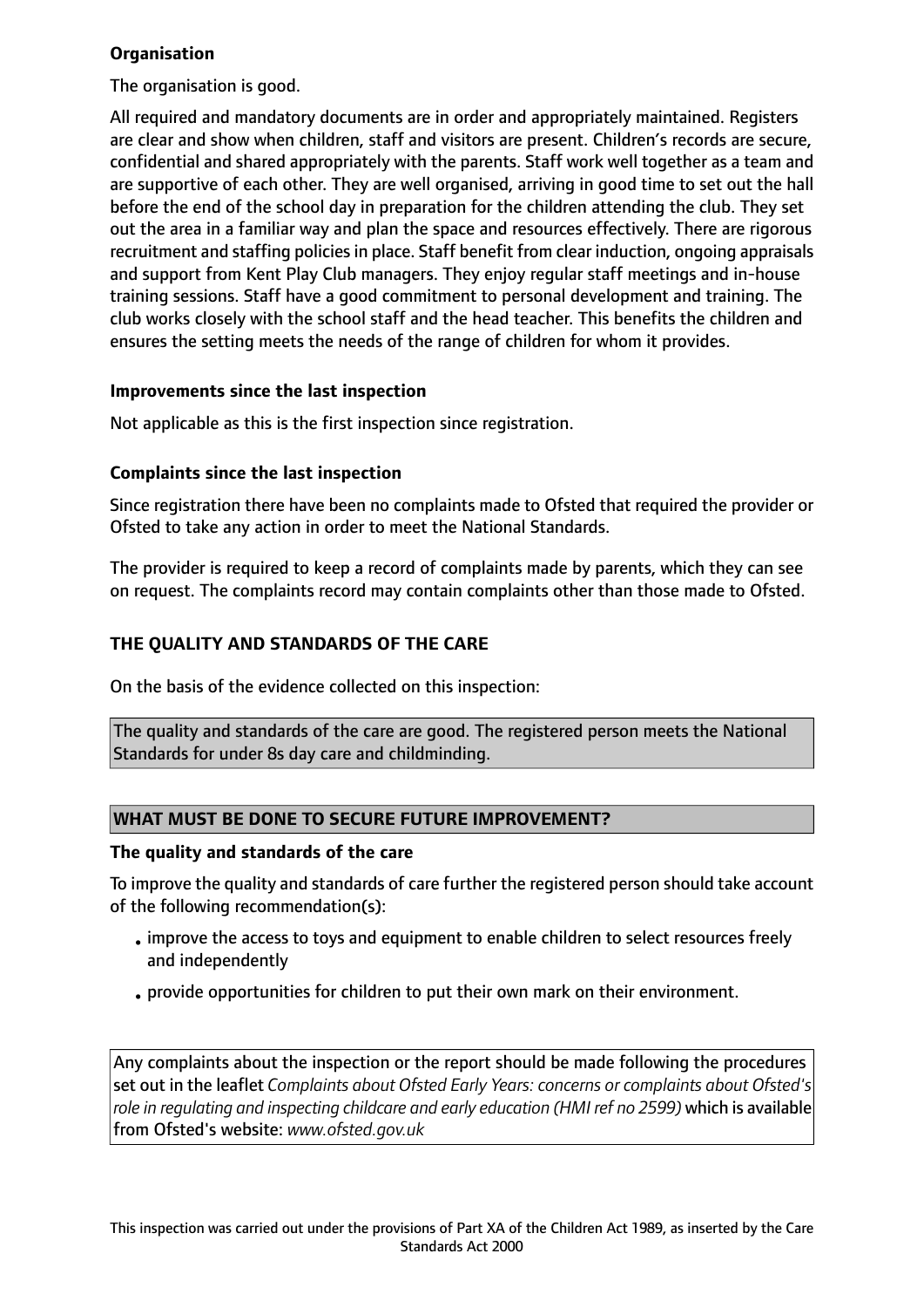**Organisation**

The organisation is good.

All required and mandatory documents are in order and appropriately maintained. Registers are clear and show when children, staff and visitors are present. Children's records are secure, confidential and shared appropriately with the parents. Staff work well together as a team and are supportive of each other. They are well organised, arriving in good time to set out the hall before the end of the school day in preparation for the children attending the club. They set out the area in a familiar way and plan the space and resources effectively. There are rigorous recruitment and staffing policies in place. Staff benefit from clear induction, ongoing appraisals and support from Kent Play Club managers. They enjoy regular staff meetings and in-house training sessions. Staff have a good commitment to personal development and training. The club works closely with the school staff and the head teacher. This benefits the children and ensures the setting meets the needs of the range of children for whom it provides.

**Improvements since the last inspection**

Not applicable as this is the first inspection since registration.

**Complaints since the last inspection**

Since registration there have been no complaints made to Ofsted that required the provider or Ofsted to take any action in order to meet the National Standards.

The provider is required to keep a record of complaints made by parents, which they can see on request. The complaints record may contain complaints other than those made to Ofsted.

## THE QUALITY AND STANDARDS OF THE CARE

On the basis of the evidence collected on this inspection:

The quality and standards of the care are good. The registered person meets the National Standards for under 8s day care and childminding.

## WHAT MUST BE DONE TO SECURE FUTURE IMPROVEMENT?

**The quality and standards of the care**

To improve the quality and standards of care further the registered person should take account of the following recommendation(s):

- improve the access to toys and equipment to enable children to select resources freely and independently
- provide opportunities for children to put their own mark on their environment.

Any complaints about the inspection or the report should be made following the procedures set out in the leaflet *Complaints about Ofsted Early Years: concerns or complaints about Ofsted's role in regulating and inspecting childcare and early education (HMI ref no 2599)* which is available from Ofsted's website: *www.ofsted.gov.uk*

This inspection was carried out under the provisions of Part XA of the Children Act 1989, as inserted by the Care Standards Act 2000